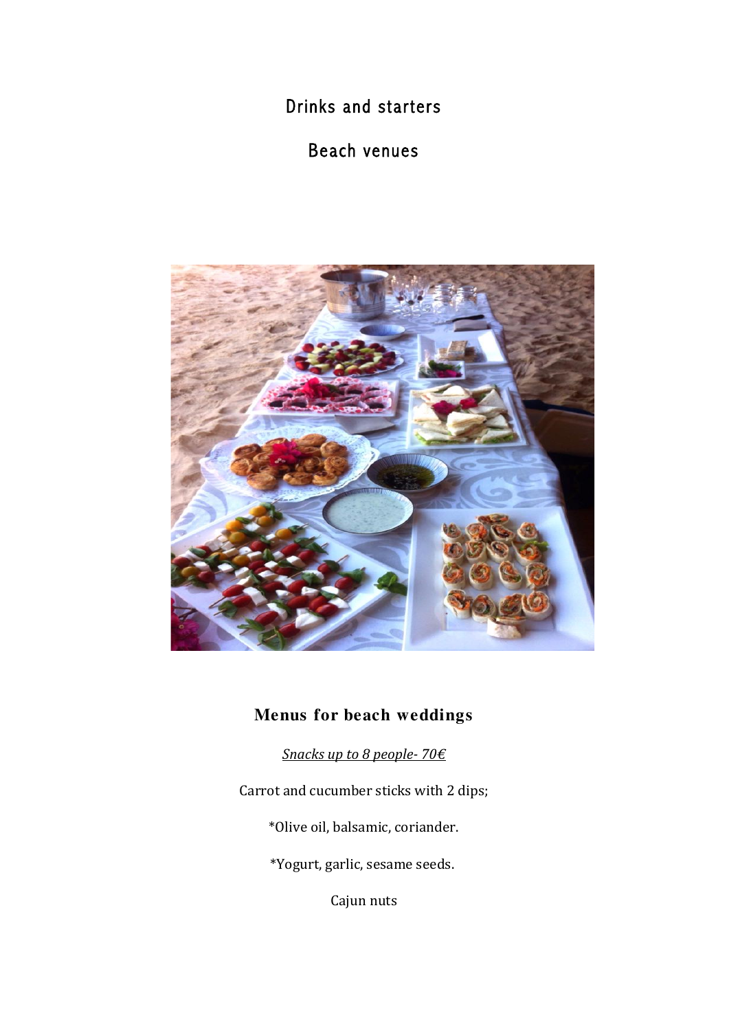# Drinks and starters

# Beach venues

## Menus for beach weddings

*Snacks up to 8 people- 70€*

Carrot and cucumber sticks with 2 dips;

*Olive oil, balsamic, coriander.

*Yogurt, garlic, sesame seeds.

Cajun nuts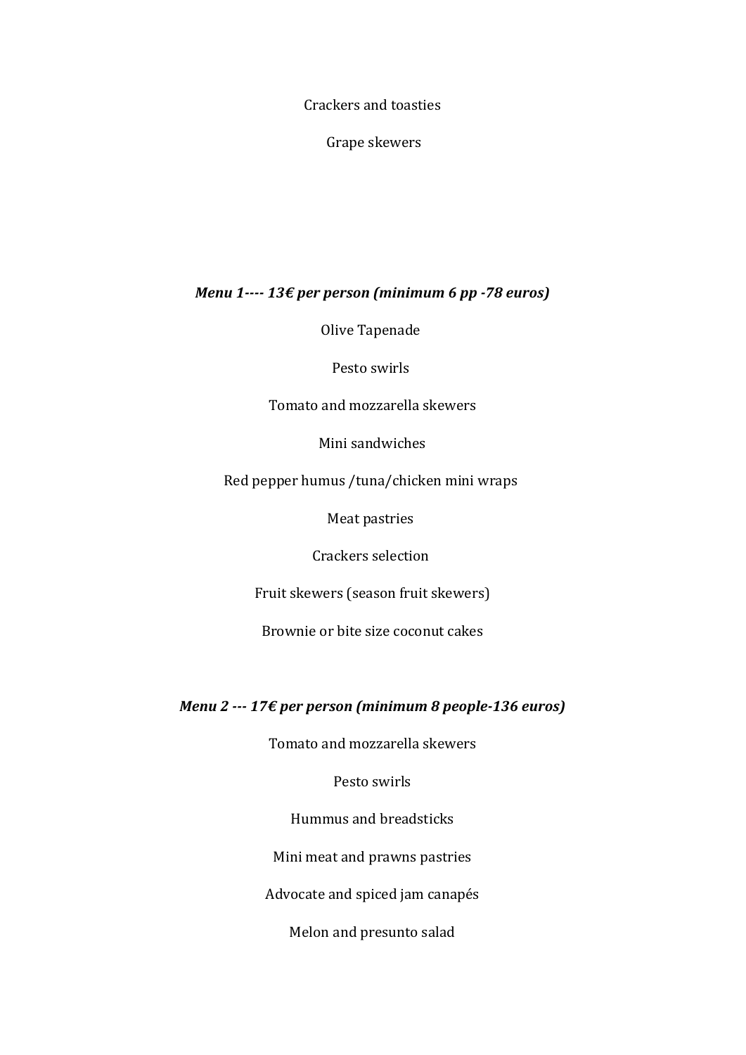Crackers and toasties

Grape skewers

***Menu 1---- 13€ per person (minimum 6 pp -78 euros)***

Olive Tapenade

Pesto swirls

Tomato and mozzarella skewers

Mini sandwiches

Red pepper humus /tuna/chicken mini wraps

Meat pastries

Crackers selection

Fruit skewers (season fruit skewers)

Brownie or bite size coconut cakes

***Menu 2 --- 17€ per person (minimum 8 people-136 euros)***

Tomato and mozzarella skewers

Pesto swirls

Hummus and breadsticks

Mini meat and prawns pastries

Advocate and spiced jam canapés

Melon and presunto salad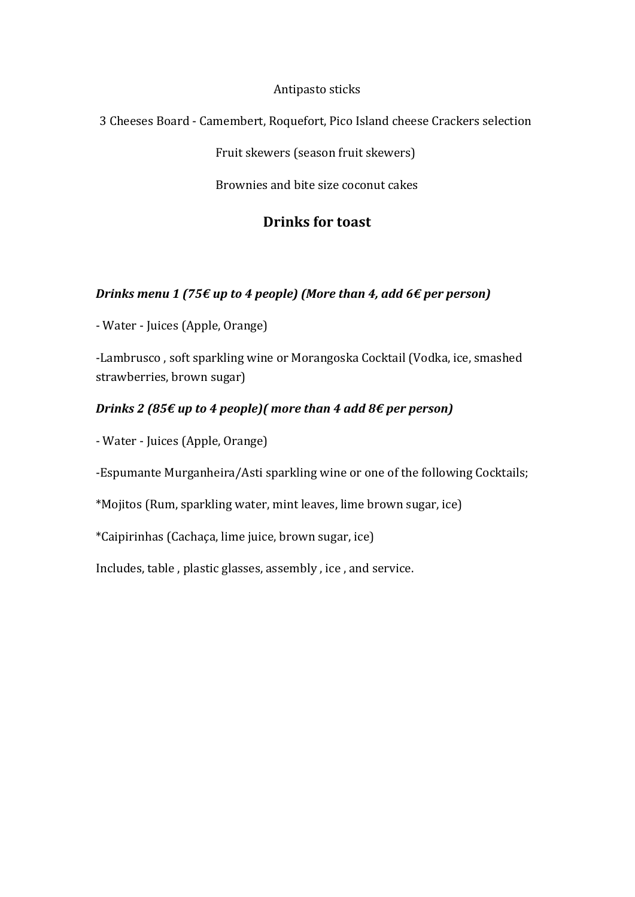Antipasto sticks

3 Cheeses Board - Camembert, Roquefort, Pico Island cheese Crackers selection

Fruit skewers (season fruit skewers)

Brownies and bite size coconut cakes

## Drinks for toast

***Drinks menu 1 (75€ up to 4 people) (More than 4, add 6€ per person)***

- Water - Juices (Apple, Orange)

-Lambrusco , soft sparkling wine or Morangoska Cocktail (Vodka, ice, smashed strawberries, brown sugar)

***Drinks 2 (85€ up to 4 people)( more than 4 add 8€ per person)***

- Water - Juices (Apple, Orange)

-Espumante Murganheira/Asti sparkling wine or one of the following Cocktails;

*Mojitos (Rum, sparkling water, mint leaves, lime brown sugar, ice)

*Caipirinhas (Cachaça, lime juice, brown sugar, ice)

Includes, table , plastic glasses, assembly , ice , and service.